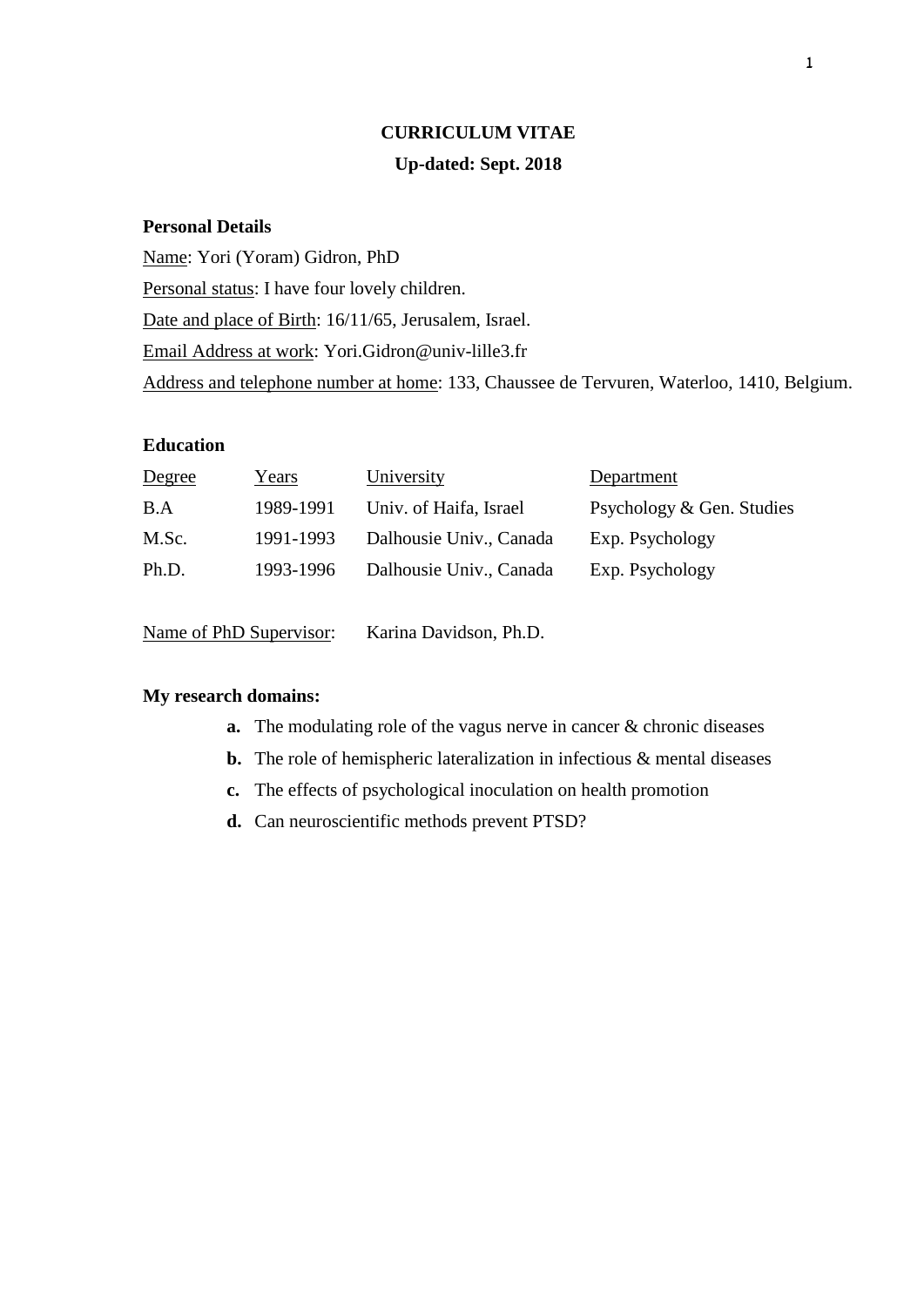# CURRICULUM VITAE

## Up-dated: Sept. 2018

**Personal Details**

Name: Yori (Yoram) Gidron, PhD

Personal status: I have four lovely children.

Date and place of Birth: 16/11/65, Jerusalem, Israel.

Email Address at work: Yori.Gidron@univ-lille3.fr

Address and telephone number at home: 133, Chaussee de Tervuren, Waterloo, 1410, Belgium.

**Education**

| Degree | Years | University | Department |
|---|---|---|---|
| B.A | 1989-1991 | Univ. of Haifa, Israel | Psychology & Gen. Studies |
| M.Sc. | 1991-1993 | Dalhousie Univ., Canada | Exp. Psychology |
| Ph.D. | 1993-1996 | Dalhousie Univ., Canada | Exp. Psychology |

Name of PhD Supervisor: Karina Davidson, Ph.D.

**My research domains:**

- **a.** The modulating role of the vagus nerve in cancer & chronic diseases
- **b.** The role of hemispheric lateralization in infectious & mental diseases
- **c.** The effects of psychological inoculation on health promotion
- **d.** Can neuroscientific methods prevent PTSD?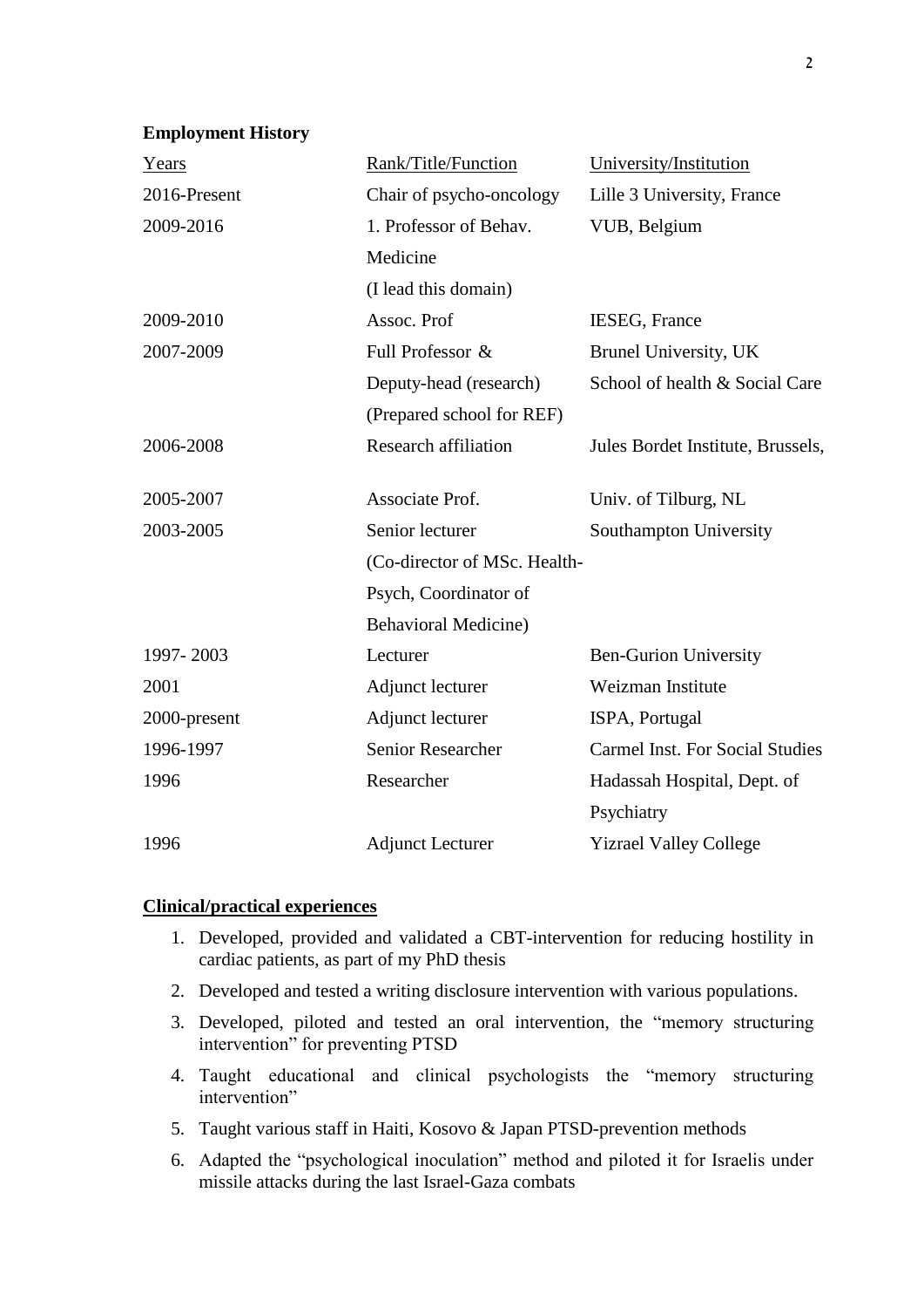**Employment History**

| Years | Rank/Title/Function | University/Institution |
|---|---|---|
| 2016-Present | Chair of psycho-oncology | Lille 3 University, France |
| 2009-2016 | 1. Professor of Behav. Medicine (I lead this domain) | VUB, Belgium |
| 2009-2010 | Assoc. Prof | IESEG, France |
| 2007-2009 | Full Professor & Deputy-head (research) (Prepared school for REF) | Brunel University, UK School of health & Social Care |
| 2006-2008 | Research affiliation | Jules Bordet Institute, Brussels, |
| 2005-2007 | Associate Prof. | Univ. of Tilburg, NL |
| 2003-2005 | Senior lecturer (Co-director of MSc. Health-Psych, Coordinator of Behavioral Medicine) | Southampton University |
| 1997- 2003 | Lecturer | Ben-Gurion University |
| 2001 | Adjunct lecturer | Weizman Institute |
| 2000-present | Adjunct lecturer | ISPA, Portugal |
| 1996-1997 | Senior Researcher | Carmel Inst. For Social Studies |
| 1996 | Researcher | Hadassah Hospital, Dept. of Psychiatry |
| 1996 | Adjunct Lecturer | Yizrael Valley College |

**Clinical/practical experiences**

1. Developed, provided and validated a CBT-intervention for reducing hostility in cardiac patients, as part of my PhD thesis
2. Developed and tested a writing disclosure intervention with various populations.
3. Developed, piloted and tested an oral intervention, the "memory structuring intervention" for preventing PTSD
4. Taught educational and clinical psychologists the "memory structuring intervention"
5. Taught various staff in Haiti, Kosovo & Japan PTSD-prevention methods
6. Adapted the "psychological inoculation" method and piloted it for Israelis under missile attacks during the last Israel-Gaza combats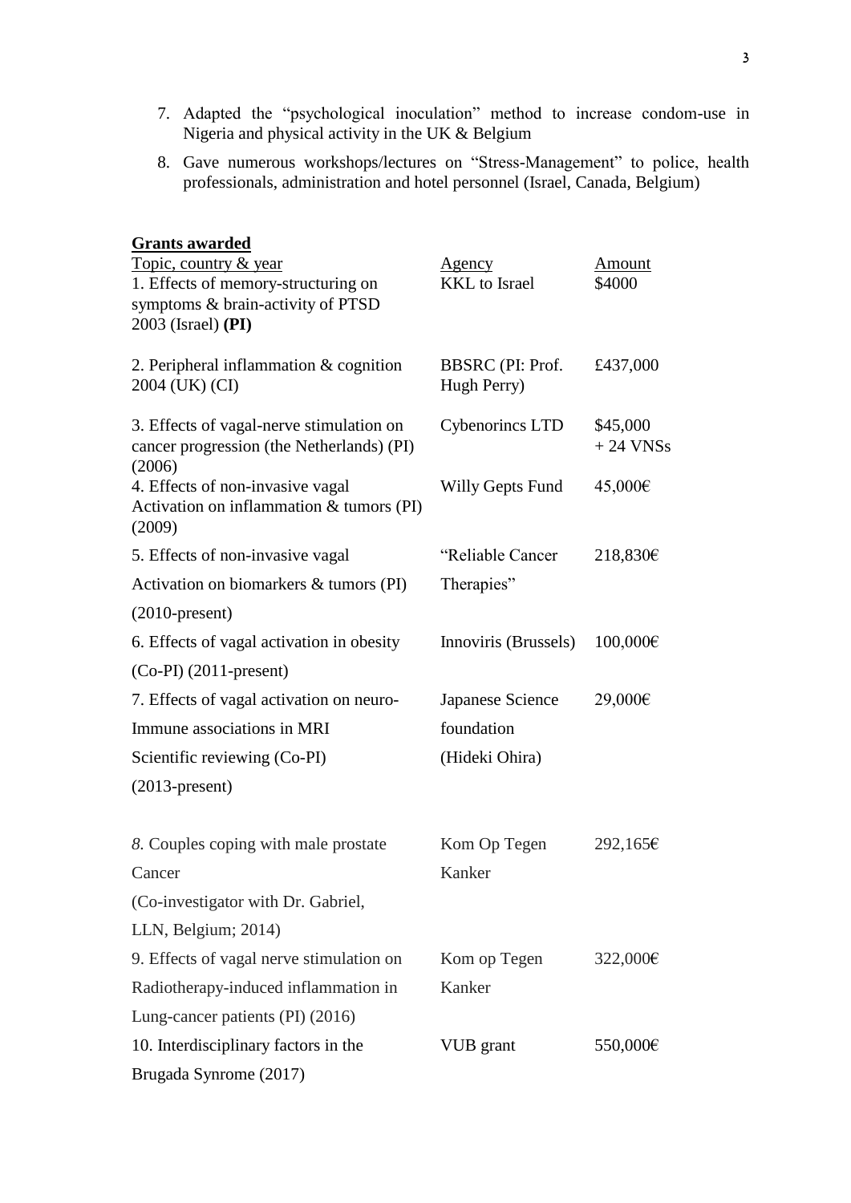7. Adapted the "psychological inoculation" method to increase condom-use in Nigeria and physical activity in the UK & Belgium
8. Gave numerous workshops/lectures on "Stress-Management" to police, health professionals, administration and hotel personnel (Israel, Canada, Belgium)

**Grants awarded**

| Topic, country & year | Agency | Amount |
|---|---|---|
| 1. Effects of memory-structuring on symptoms & brain-activity of PTSD 2003 (Israel) **(PI)** | KKL to Israel | \$4000 |
| 2. Peripheral inflammation & cognition 2004 (UK) (CI) | BBSRC (PI: Prof. Hugh Perry) | £437,000 |
| 3. Effects of vagal-nerve stimulation on cancer progression (the Netherlands) (PI) (2006) | Cybenorincs LTD | \$45,000 + 24 VNSs |
| 4. Effects of non-invasive vagal Activation on inflammation & tumors (PI) (2009) | Willy Gepts Fund | 45,000€ |
| 5. Effects of non-invasive vagal Activation on biomarkers & tumors (PI) (2010-present) | "Reliable Cancer Therapies" | 218,830€ |
| 6. Effects of vagal activation in obesity (Co-PI) (2011-present) | Innoviris (Brussels) | 100,000€ |
| 7. Effects of vagal activation on neuro-Immune associations in MRI Scientific reviewing (Co-PI) (2013-present) | Japanese Science foundation (Hideki Ohira) | 29,000€ |
| *8.* Couples coping with male prostate Cancer (Co-investigator with Dr. Gabriel, LLN, Belgium; 2014) | Kom Op Tegen Kanker | 292,165€ |
| 9. Effects of vagal nerve stimulation on Radiotherapy-induced inflammation in Lung-cancer patients (PI) (2016) | Kom op Tegen Kanker | 322,000€ |
| 10. Interdisciplinary factors in the Brugada Synrome (2017) | VUB grant | 550,000€ |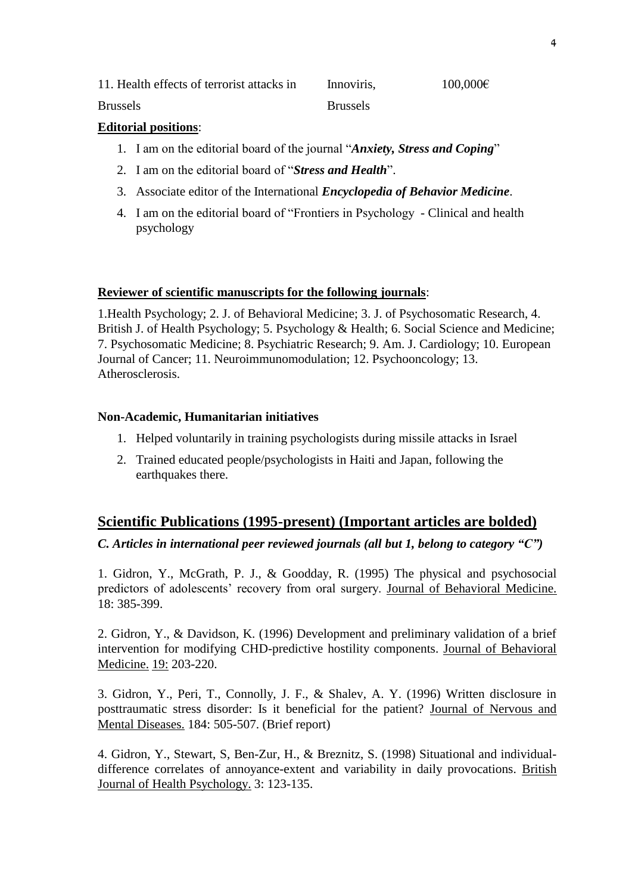| 11. Health effects of terrorist attacks in Brussels | Innoviris, Brussels | 100,000€ |
|---|---|---|

**Editorial positions**:

1. I am on the editorial board of the journal "***Anxiety, Stress and Coping***"
2. I am on the editorial board of "***Stress and Health***".
3. Associate editor of the International ***Encyclopedia of Behavior Medicine***.
4. I am on the editorial board of "Frontiers in Psychology - Clinical and health psychology

**Reviewer of scientific manuscripts for the following journals**:

1.Health Psychology; 2. J. of Behavioral Medicine; 3. J. of Psychosomatic Research, 4. British J. of Health Psychology; 5. Psychology & Health; 6. Social Science and Medicine; 7. Psychosomatic Medicine; 8. Psychiatric Research; 9. Am. J. Cardiology; 10. European Journal of Cancer; 11. Neuroimmunomodulation; 12. Psychooncology; 13. Atherosclerosis.

**Non-Academic, Humanitarian initiatives**

1. Helped voluntarily in training psychologists during missile attacks in Israel
2. Trained educated people/psychologists in Haiti and Japan, following the earthquakes there.

## Scientific Publications (1995-present) (Important articles are bolded)

***C. Articles in international peer reviewed journals (all but 1, belong to category "C")***

1. Gidron, Y., McGrath, P. J., & Goodday, R. (1995) The physical and psychosocial predictors of adolescents' recovery from oral surgery. Journal of Behavioral Medicine. 18: 385-399.

2. Gidron, Y., & Davidson, K. (1996) Development and preliminary validation of a brief intervention for modifying CHD-predictive hostility components. Journal of Behavioral Medicine. 19: 203-220.

3. Gidron, Y., Peri, T., Connolly, J. F., & Shalev, A. Y. (1996) Written disclosure in posttraumatic stress disorder: Is it beneficial for the patient? Journal of Nervous and Mental Diseases. 184: 505-507. (Brief report)

4. Gidron, Y., Stewart, S, Ben-Zur, H., & Breznitz, S. (1998) Situational and individual-difference correlates of annoyance-extent and variability in daily provocations. British Journal of Health Psychology. 3: 123-135.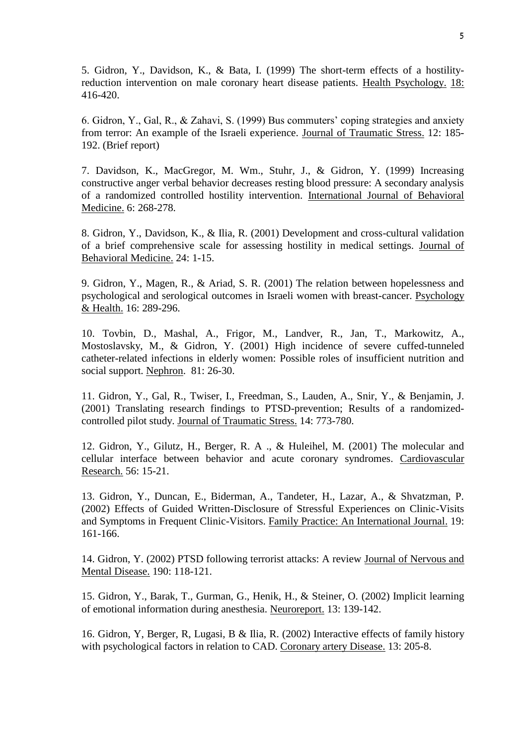5. Gidron, Y., Davidson, K., & Bata, I. (1999) The short-term effects of a hostility-reduction intervention on male coronary heart disease patients. Health Psychology. 18: 416-420.

6. Gidron, Y., Gal, R., & Zahavi, S. (1999) Bus commuters' coping strategies and anxiety from terror: An example of the Israeli experience. Journal of Traumatic Stress. 12: 185-192. (Brief report)

7. Davidson, K., MacGregor, M. Wm., Stuhr, J., & Gidron, Y. (1999) Increasing constructive anger verbal behavior decreases resting blood pressure: A secondary analysis of a randomized controlled hostility intervention. International Journal of Behavioral Medicine. 6: 268-278.

8. Gidron, Y., Davidson, K., & Ilia, R. (2001) Development and cross-cultural validation of a brief comprehensive scale for assessing hostility in medical settings. Journal of Behavioral Medicine. 24: 1-15.

9. Gidron, Y., Magen, R., & Ariad, S. R. (2001) The relation between hopelessness and psychological and serological outcomes in Israeli women with breast-cancer. Psychology & Health. 16: 289-296.

10. Tovbin, D., Mashal, A., Frigor, M., Landver, R., Jan, T., Markowitz, A., Mostoslavsky, M., & Gidron, Y. (2001) High incidence of severe cuffed-tunneled catheter-related infections in elderly women: Possible roles of insufficient nutrition and social support. Nephron. 81: 26-30.

11. Gidron, Y., Gal, R., Twiser, I., Freedman, S., Lauden, A., Snir, Y., & Benjamin, J. (2001) Translating research findings to PTSD-prevention; Results of a randomized-controlled pilot study. Journal of Traumatic Stress. 14: 773-780.

12. Gidron, Y., Gilutz, H., Berger, R. A ., & Huleihel, M. (2001) The molecular and cellular interface between behavior and acute coronary syndromes. Cardiovascular Research. 56: 15-21.

13. Gidron, Y., Duncan, E., Biderman, A., Tandeter, H., Lazar, A., & Shvatzman, P. (2002) Effects of Guided Written-Disclosure of Stressful Experiences on Clinic-Visits and Symptoms in Frequent Clinic-Visitors. Family Practice: An International Journal. 19: 161-166.

14. Gidron, Y. (2002) PTSD following terrorist attacks: A review Journal of Nervous and Mental Disease. 190: 118-121.

15. Gidron, Y., Barak, T., Gurman, G., Henik, H., & Steiner, O. (2002) Implicit learning of emotional information during anesthesia. Neuroreport. 13: 139-142.

16. Gidron, Y, Berger, R, Lugasi, B & Ilia, R. (2002) Interactive effects of family history with psychological factors in relation to CAD. Coronary artery Disease. 13: 205-8.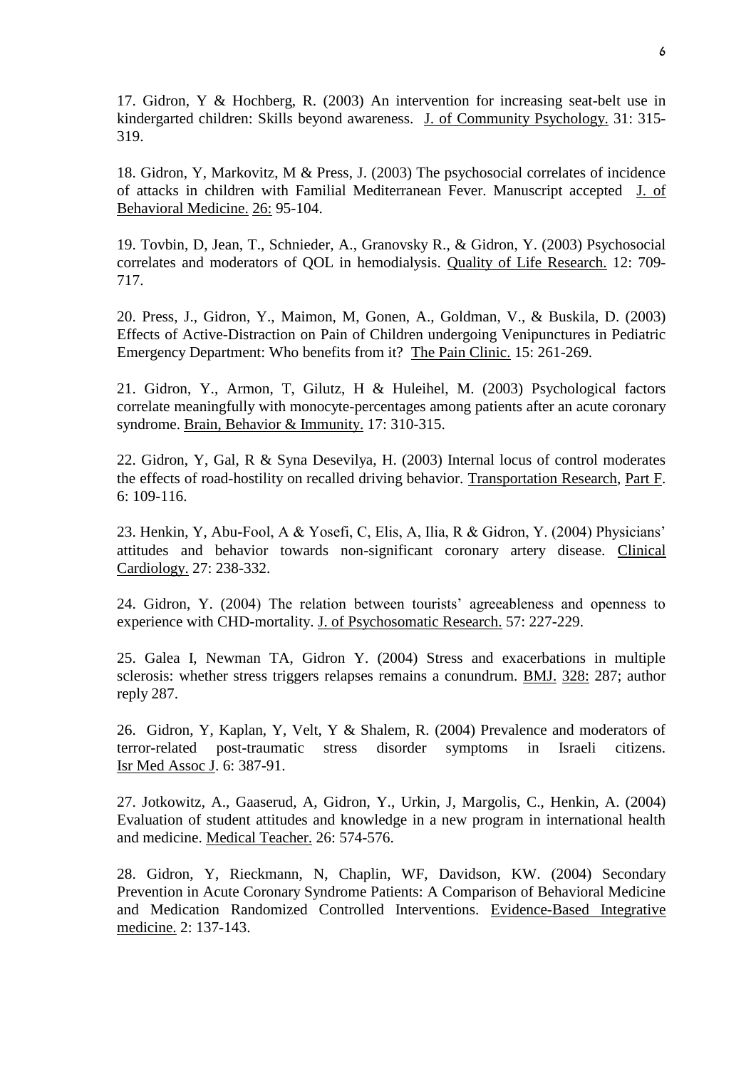17. Gidron, Y & Hochberg, R. (2003) An intervention for increasing seat-belt use in kindergarted children: Skills beyond awareness. J. of Community Psychology. 31: 315-319.

18. Gidron, Y, Markovitz, M & Press, J. (2003) The psychosocial correlates of incidence of attacks in children with Familial Mediterranean Fever. Manuscript accepted J. of Behavioral Medicine. 26: 95-104.

19. Tovbin, D, Jean, T., Schnieder, A., Granovsky R., & Gidron, Y. (2003) Psychosocial correlates and moderators of QOL in hemodialysis. Quality of Life Research. 12: 709-717.

20. Press, J., Gidron, Y., Maimon, M, Gonen, A., Goldman, V., & Buskila, D. (2003) Effects of Active-Distraction on Pain of Children undergoing Venipunctures in Pediatric Emergency Department: Who benefits from it? The Pain Clinic. 15: 261-269.

21. Gidron, Y., Armon, T, Gilutz, H & Huleihel, M. (2003) Psychological factors correlate meaningfully with monocyte-percentages among patients after an acute coronary syndrome. Brain, Behavior & Immunity. 17: 310-315.

22. Gidron, Y, Gal, R & Syna Desevilya, H. (2003) Internal locus of control moderates the effects of road-hostility on recalled driving behavior. Transportation Research, Part F. 6: 109-116.

23. Henkin, Y, Abu-Fool, A & Yosefi, C, Elis, A, Ilia, R & Gidron, Y. (2004) Physicians' attitudes and behavior towards non-significant coronary artery disease. Clinical Cardiology. 27: 238-332.

24. Gidron, Y. (2004) The relation between tourists' agreeableness and openness to experience with CHD-mortality. J. of Psychosomatic Research. 57: 227-229.

25. Galea I, Newman TA, Gidron Y. (2004) Stress and exacerbations in multiple sclerosis: whether stress triggers relapses remains a conundrum. BMJ. 328: 287; author reply 287.

26. Gidron, Y, Kaplan, Y, Velt, Y & Shalem, R. (2004) Prevalence and moderators of terror-related post-traumatic stress disorder symptoms in Israeli citizens. Isr Med Assoc J. 6: 387-91.

27. Jotkowitz, A., Gaaserud, A, Gidron, Y., Urkin, J, Margolis, C., Henkin, A. (2004) Evaluation of student attitudes and knowledge in a new program in international health and medicine. Medical Teacher. 26: 574-576.

28. Gidron, Y, Rieckmann, N, Chaplin, WF, Davidson, KW. (2004) Secondary Prevention in Acute Coronary Syndrome Patients: A Comparison of Behavioral Medicine and Medication Randomized Controlled Interventions. Evidence-Based Integrative medicine. 2: 137-143.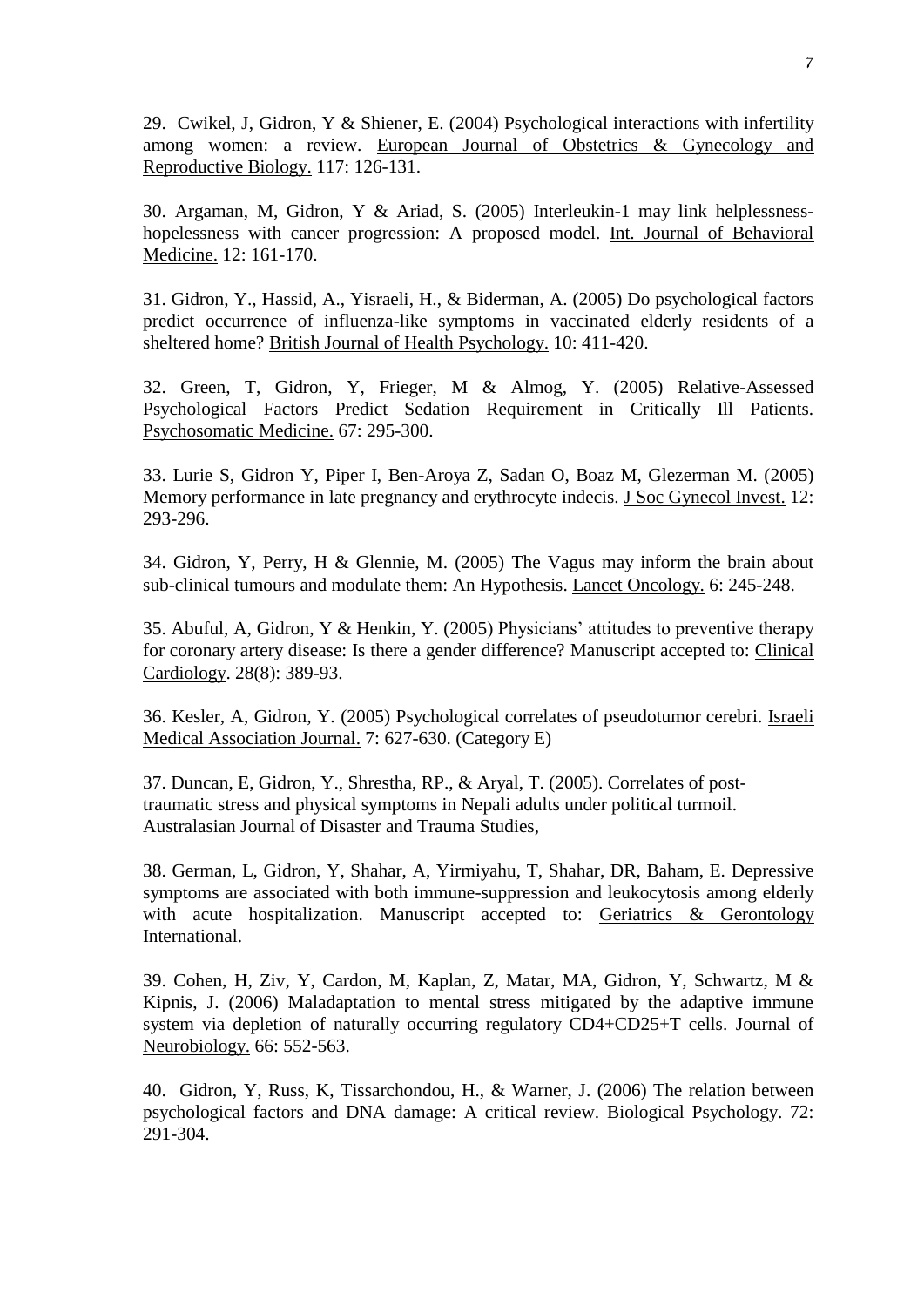29. Cwikel, J, Gidron, Y & Shiener, E. (2004) Psychological interactions with infertility among women: a review. European Journal of Obstetrics & Gynecology and Reproductive Biology. 117: 126-131.

30. Argaman, M, Gidron, Y & Ariad, S. (2005) Interleukin-1 may link helplessness-hopelessness with cancer progression: A proposed model. Int. Journal of Behavioral Medicine. 12: 161-170.

31. Gidron, Y., Hassid, A., Yisraeli, H., & Biderman, A. (2005) Do psychological factors predict occurrence of influenza-like symptoms in vaccinated elderly residents of a sheltered home? British Journal of Health Psychology. 10: 411-420.

32. Green, T, Gidron, Y, Frieger, M & Almog, Y. (2005) Relative-Assessed Psychological Factors Predict Sedation Requirement in Critically Ill Patients. Psychosomatic Medicine. 67: 295-300.

33. Lurie S, Gidron Y, Piper I, Ben-Aroya Z, Sadan O, Boaz M, Glezerman M. (2005) Memory performance in late pregnancy and erythrocyte indecis. J Soc Gynecol Invest. 12: 293-296.

34. Gidron, Y, Perry, H & Glennie, M. (2005) The Vagus may inform the brain about sub-clinical tumours and modulate them: An Hypothesis. Lancet Oncology. 6: 245-248.

35. Abuful, A, Gidron, Y & Henkin, Y. (2005) Physicians' attitudes to preventive therapy for coronary artery disease: Is there a gender difference? Manuscript accepted to: Clinical Cardiology. 28(8): 389-93.

36. Kesler, A, Gidron, Y. (2005) Psychological correlates of pseudotumor cerebri. Israeli Medical Association Journal. 7: 627-630. (Category E)

37. Duncan, E, Gidron, Y., Shrestha, RP., & Aryal, T. (2005). Correlates of post-traumatic stress and physical symptoms in Nepali adults under political turmoil. Australasian Journal of Disaster and Trauma Studies,

38. German, L, Gidron, Y, Shahar, A, Yirmiyahu, T, Shahar, DR, Baham, E. Depressive symptoms are associated with both immune-suppression and leukocytosis among elderly with acute hospitalization. Manuscript accepted to: Geriatrics & Gerontology International.

39. Cohen, H, Ziv, Y, Cardon, M, Kaplan, Z, Matar, MA, Gidron, Y, Schwartz, M & Kipnis, J. (2006) Maladaptation to mental stress mitigated by the adaptive immune system via depletion of naturally occurring regulatory CD4+CD25+T cells. Journal of Neurobiology. 66: 552-563.

40. Gidron, Y, Russ, K, Tissarchondou, H., & Warner, J. (2006) The relation between psychological factors and DNA damage: A critical review. Biological Psychology. 72: 291-304.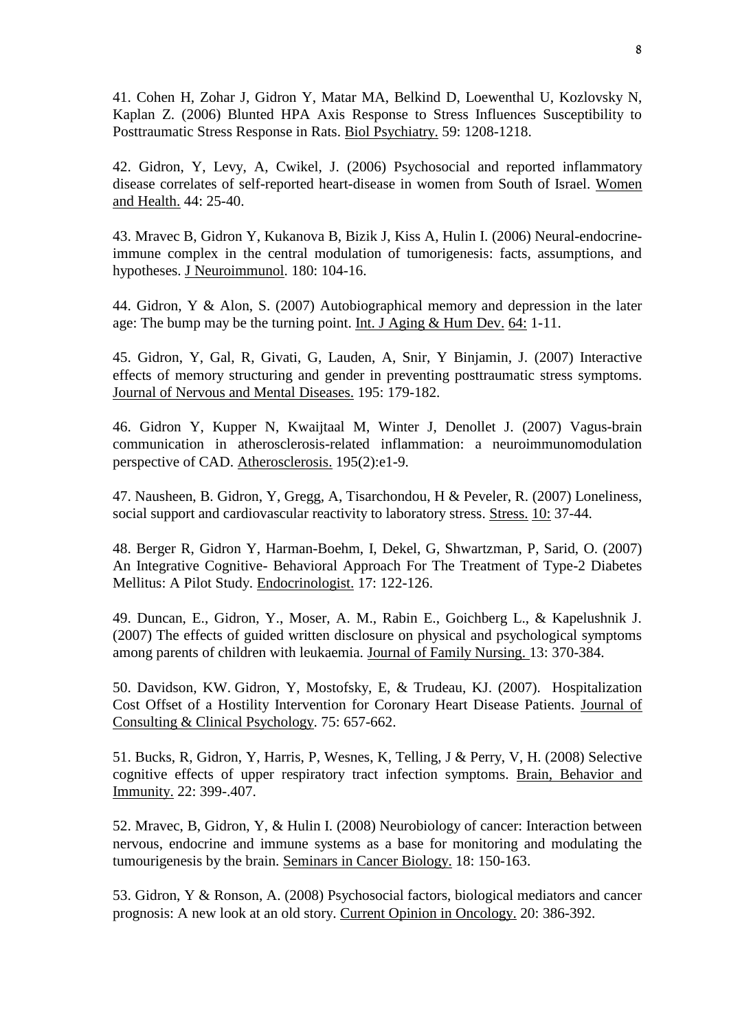41. Cohen H, Zohar J, Gidron Y, Matar MA, Belkind D, Loewenthal U, Kozlovsky N, Kaplan Z. (2006) Blunted HPA Axis Response to Stress Influences Susceptibility to Posttraumatic Stress Response in Rats. Biol Psychiatry. 59: 1208-1218.

42. Gidron, Y, Levy, A, Cwikel, J. (2006) Psychosocial and reported inflammatory disease correlates of self-reported heart-disease in women from South of Israel. Women and Health. 44: 25-40.

43. Mravec B, Gidron Y, Kukanova B, Bizik J, Kiss A, Hulin I. (2006) Neural-endocrine-immune complex in the central modulation of tumorigenesis: facts, assumptions, and hypotheses. J Neuroimmunol. 180: 104-16.

44. Gidron, Y & Alon, S. (2007) Autobiographical memory and depression in the later age: The bump may be the turning point. Int. J Aging & Hum Dev. 64: 1-11.

45. Gidron, Y, Gal, R, Givati, G, Lauden, A, Snir, Y Binjamin, J. (2007) Interactive effects of memory structuring and gender in preventing posttraumatic stress symptoms. Journal of Nervous and Mental Diseases. 195: 179-182.

46. Gidron Y, Kupper N, Kwaijtaal M, Winter J, Denollet J. (2007) Vagus-brain communication in atherosclerosis-related inflammation: a neuroimmunomodulation perspective of CAD. Atherosclerosis. 195(2):e1-9.

47. Nausheen, B. Gidron, Y, Gregg, A, Tisarchondou, H & Peveler, R. (2007) Loneliness, social support and cardiovascular reactivity to laboratory stress. Stress. 10: 37-44.

48. Berger R, Gidron Y, Harman-Boehm, I, Dekel, G, Shwartzman, P, Sarid, O. (2007) An Integrative Cognitive- Behavioral Approach For The Treatment of Type-2 Diabetes Mellitus: A Pilot Study. Endocrinologist. 17: 122-126.

49. Duncan, E., Gidron, Y., Moser, A. M., Rabin E., Goichberg L., & Kapelushnik J. (2007) The effects of guided written disclosure on physical and psychological symptoms among parents of children with leukaemia. Journal of Family Nursing. 13: 370-384.

50. Davidson, KW. Gidron, Y, Mostofsky, E, & Trudeau, KJ. (2007). Hospitalization Cost Offset of a Hostility Intervention for Coronary Heart Disease Patients. Journal of Consulting & Clinical Psychology. 75: 657-662.

51. Bucks, R, Gidron, Y, Harris, P, Wesnes, K, Telling, J & Perry, V, H. (2008) Selective cognitive effects of upper respiratory tract infection symptoms. Brain, Behavior and Immunity. 22: 399-.407.

52. Mravec, B, Gidron, Y, & Hulin I. (2008) Neurobiology of cancer: Interaction between nervous, endocrine and immune systems as a base for monitoring and modulating the tumourigenesis by the brain. Seminars in Cancer Biology. 18: 150-163.

53. Gidron, Y & Ronson, A. (2008) Psychosocial factors, biological mediators and cancer prognosis: A new look at an old story. Current Opinion in Oncology. 20: 386-392.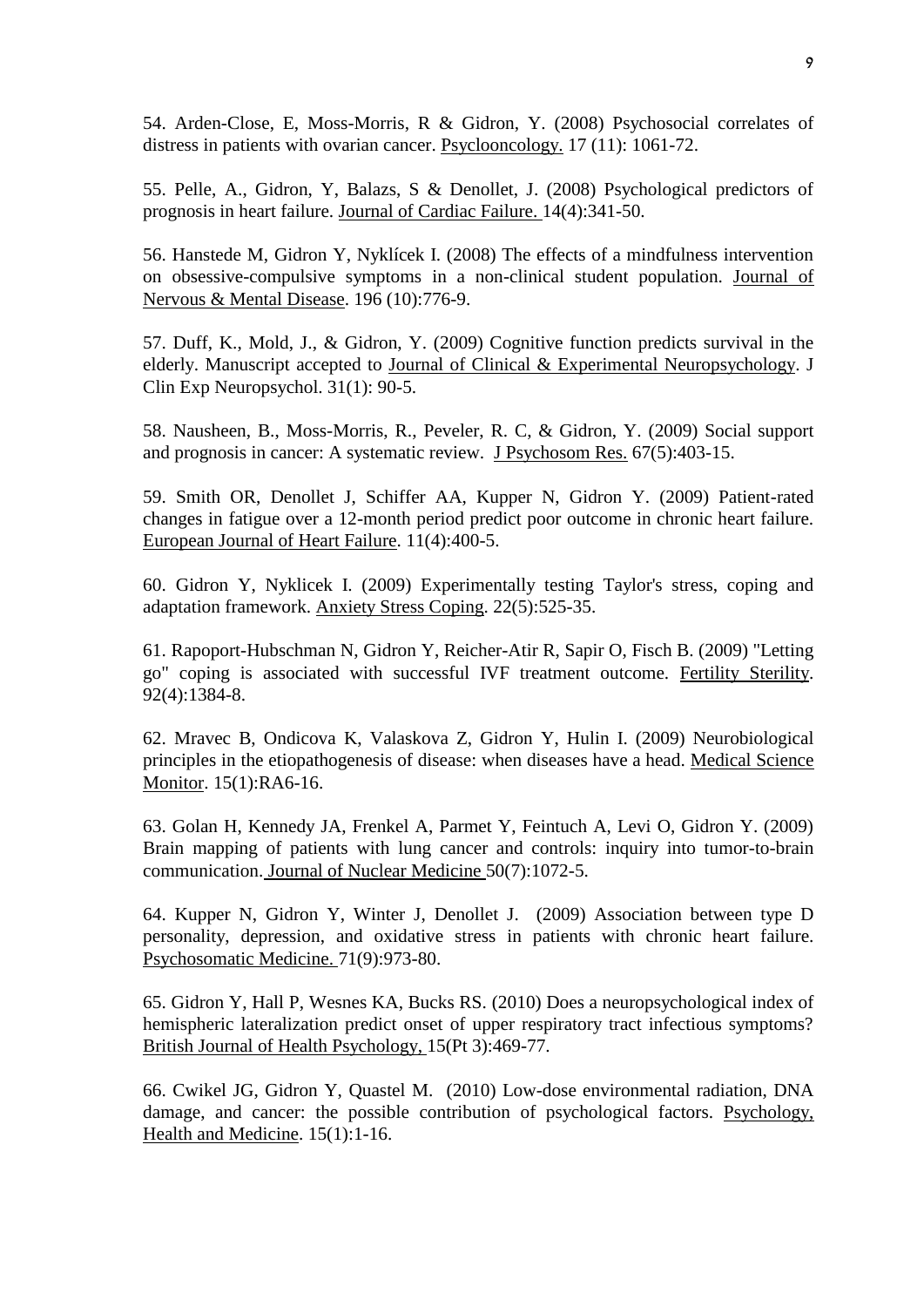54. Arden-Close, E, Moss-Morris, R & Gidron, Y. (2008) Psychosocial correlates of distress in patients with ovarian cancer. Psyclooncology. 17 (11): 1061-72.

55. Pelle, A., Gidron, Y, Balazs, S & Denollet, J. (2008) Psychological predictors of prognosis in heart failure. Journal of Cardiac Failure. 14(4):341-50.

56. Hanstede M, Gidron Y, Nyklícek I. (2008) The effects of a mindfulness intervention on obsessive-compulsive symptoms in a non-clinical student population. Journal of Nervous & Mental Disease. 196 (10):776-9.

57. Duff, K., Mold, J., & Gidron, Y. (2009) Cognitive function predicts survival in the elderly. Manuscript accepted to Journal of Clinical & Experimental Neuropsychology. J Clin Exp Neuropsychol. 31(1): 90-5.

58. Nausheen, B., Moss-Morris, R., Peveler, R. C, & Gidron, Y. (2009) Social support and prognosis in cancer: A systematic review. J Psychosom Res. 67(5):403-15.

59. Smith OR, Denollet J, Schiffer AA, Kupper N, Gidron Y. (2009) Patient-rated changes in fatigue over a 12-month period predict poor outcome in chronic heart failure. European Journal of Heart Failure. 11(4):400-5.

60. Gidron Y, Nyklicek I. (2009) Experimentally testing Taylor's stress, coping and adaptation framework. Anxiety Stress Coping. 22(5):525-35.

61. Rapoport-Hubschman N, Gidron Y, Reicher-Atir R, Sapir O, Fisch B. (2009) "Letting go" coping is associated with successful IVF treatment outcome. Fertility Sterility. 92(4):1384-8.

62. Mravec B, Ondicova K, Valaskova Z, Gidron Y, Hulin I. (2009) Neurobiological principles in the etiopathogenesis of disease: when diseases have a head. Medical Science Monitor. 15(1):RA6-16.

63. Golan H, Kennedy JA, Frenkel A, Parmet Y, Feintuch A, Levi O, Gidron Y. (2009) Brain mapping of patients with lung cancer and controls: inquiry into tumor-to-brain communication. Journal of Nuclear Medicine 50(7):1072-5.

64. Kupper N, Gidron Y, Winter J, Denollet J. (2009) Association between type D personality, depression, and oxidative stress in patients with chronic heart failure. Psychosomatic Medicine. 71(9):973-80.

65. Gidron Y, Hall P, Wesnes KA, Bucks RS. (2010) Does a neuropsychological index of hemispheric lateralization predict onset of upper respiratory tract infectious symptoms? British Journal of Health Psychology, 15(Pt 3):469-77.

66. Cwikel JG, Gidron Y, Quastel M. (2010) Low-dose environmental radiation, DNA damage, and cancer: the possible contribution of psychological factors. Psychology, Health and Medicine. 15(1):1-16.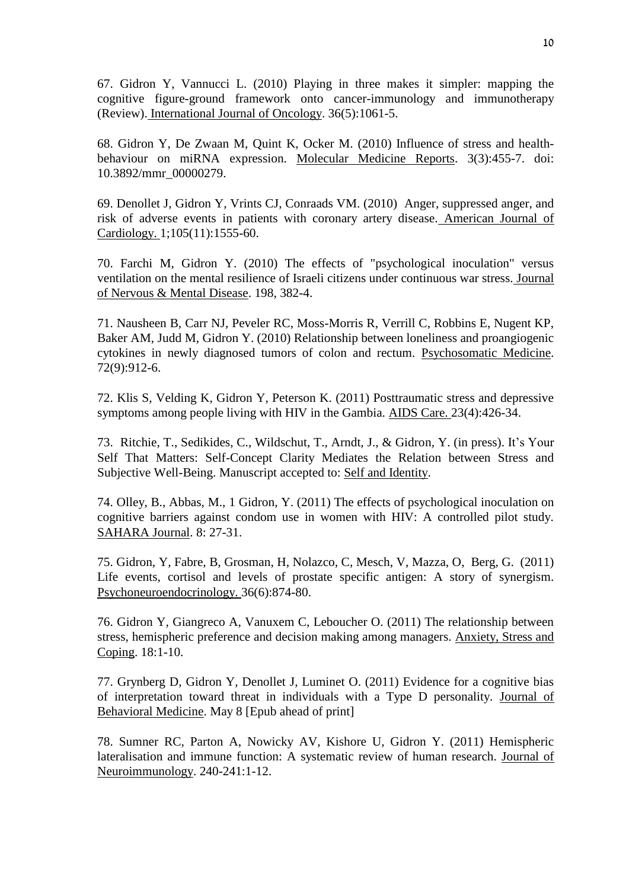67. Gidron Y, Vannucci L. (2010) Playing in three makes it simpler: mapping the cognitive figure-ground framework onto cancer-immunology and immunotherapy (Review). International Journal of Oncology. 36(5):1061-5.

68. Gidron Y, De Zwaan M, Quint K, Ocker M. (2010) Influence of stress and health-behaviour on miRNA expression. Molecular Medicine Reports. 3(3):455-7. doi: 10.3892/mmr_00000279.

69. Denollet J, Gidron Y, Vrints CJ, Conraads VM. (2010) Anger, suppressed anger, and risk of adverse events in patients with coronary artery disease. American Journal of Cardiology. 1;105(11):1555-60.

70. Farchi M, Gidron Y. (2010) The effects of "psychological inoculation" versus ventilation on the mental resilience of Israeli citizens under continuous war stress. Journal of Nervous & Mental Disease. 198, 382-4.

71. Nausheen B, Carr NJ, Peveler RC, Moss-Morris R, Verrill C, Robbins E, Nugent KP, Baker AM, Judd M, Gidron Y. (2010) Relationship between loneliness and proangiogenic cytokines in newly diagnosed tumors of colon and rectum. Psychosomatic Medicine. 72(9):912-6.

72. Klis S, Velding K, Gidron Y, Peterson K. (2011) Posttraumatic stress and depressive symptoms among people living with HIV in the Gambia. AIDS Care. 23(4):426-34.

73. Ritchie, T., Sedikides, C., Wildschut, T., Arndt, J., & Gidron, Y. (in press). It's Your Self That Matters: Self-Concept Clarity Mediates the Relation between Stress and Subjective Well-Being. Manuscript accepted to: Self and Identity.

74. Olley, B., Abbas, M., 1 Gidron, Y. (2011) The effects of psychological inoculation on cognitive barriers against condom use in women with HIV: A controlled pilot study. SAHARA Journal. 8: 27-31.

75. Gidron, Y, Fabre, B, Grosman, H, Nolazco, C, Mesch, V, Mazza, O, Berg, G. (2011) Life events, cortisol and levels of prostate specific antigen: A story of synergism. Psychoneuroendocrinology. 36(6):874-80.

76. Gidron Y, Giangreco A, Vanuxem C, Leboucher O. (2011) The relationship between stress, hemispheric preference and decision making among managers. Anxiety, Stress and Coping. 18:1-10.

77. Grynberg D, Gidron Y, Denollet J, Luminet O. (2011) Evidence for a cognitive bias of interpretation toward threat in individuals with a Type D personality. Journal of Behavioral Medicine. May 8 [Epub ahead of print]

78. Sumner RC, Parton A, Nowicky AV, Kishore U, Gidron Y. (2011) Hemispheric lateralisation and immune function: A systematic review of human research. Journal of Neuroimmunology. 240-241:1-12.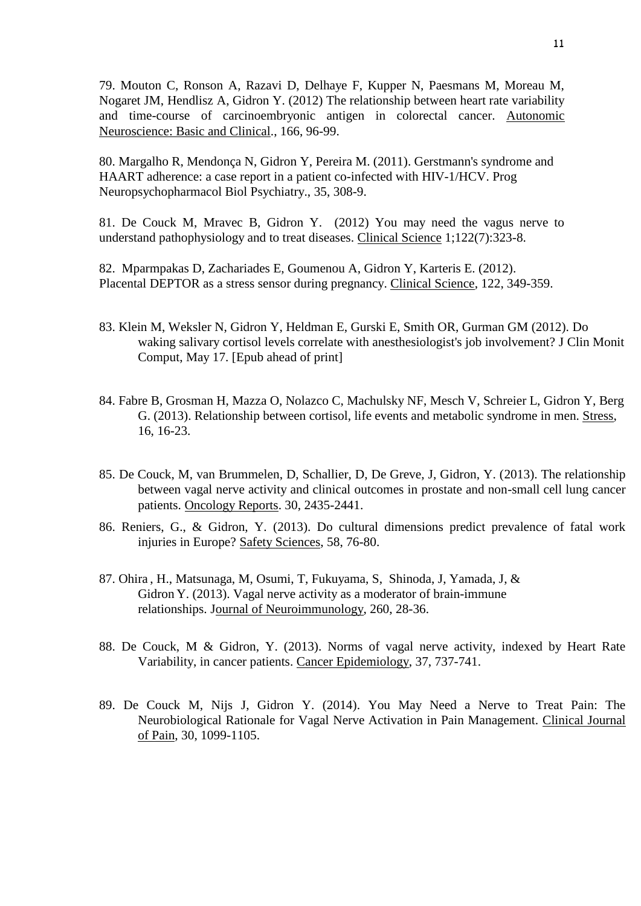79. Mouton C, Ronson A, Razavi D, Delhaye F, Kupper N, Paesmans M, Moreau M, Nogaret JM, Hendlisz A, Gidron Y. (2012) The relationship between heart rate variability and time-course of carcinoembryonic antigen in colorectal cancer. Autonomic Neuroscience: Basic and Clinical., 166, 96-99.

80. Margalho R, Mendonça N, Gidron Y, Pereira M. (2011). Gerstmann's syndrome and HAART adherence: a case report in a patient co-infected with HIV-1/HCV. Prog Neuropsychopharmacol Biol Psychiatry., 35, 308-9.

81. De Couck M, Mravec B, Gidron Y. (2012) You may need the vagus nerve to understand pathophysiology and to treat diseases. Clinical Science 1;122(7):323-8.

82. Mparmpakas D, Zachariades E, Goumenou A, Gidron Y, Karteris E. (2012). Placental DEPTOR as a stress sensor during pregnancy. Clinical Science, 122, 349-359.

83. Klein M, Weksler N, Gidron Y, Heldman E, Gurski E, Smith OR, Gurman GM (2012). Do waking salivary cortisol levels correlate with anesthesiologist's job involvement? J Clin Monit Comput, May 17. [Epub ahead of print]

84. Fabre B, Grosman H, Mazza O, Nolazco C, Machulsky NF, Mesch V, Schreier L, Gidron Y, Berg G. (2013). Relationship between cortisol, life events and metabolic syndrome in men. Stress, 16, 16-23.

85. De Couck, M, van Brummelen, D, Schallier, D, De Greve, J, Gidron, Y. (2013). The relationship between vagal nerve activity and clinical outcomes in prostate and non-small cell lung cancer patients. Oncology Reports. 30, 2435-2441.

86. Reniers, G., & Gidron, Y. (2013). Do cultural dimensions predict prevalence of fatal work injuries in Europe? Safety Sciences, 58, 76-80.

87. Ohira , H., Matsunaga, M, Osumi, T, Fukuyama, S, Shinoda, J, Yamada, J, & Gidron Y. (2013). Vagal nerve activity as a moderator of brain-immune relationships. Journal of Neuroimmunology, 260, 28-36.

88. De Couck, M & Gidron, Y. (2013). Norms of vagal nerve activity, indexed by Heart Rate Variability, in cancer patients. Cancer Epidemiology, 37, 737-741.

89. De Couck M, Nijs J, Gidron Y. (2014). You May Need a Nerve to Treat Pain: The Neurobiological Rationale for Vagal Nerve Activation in Pain Management. Clinical Journal of Pain, 30, 1099-1105.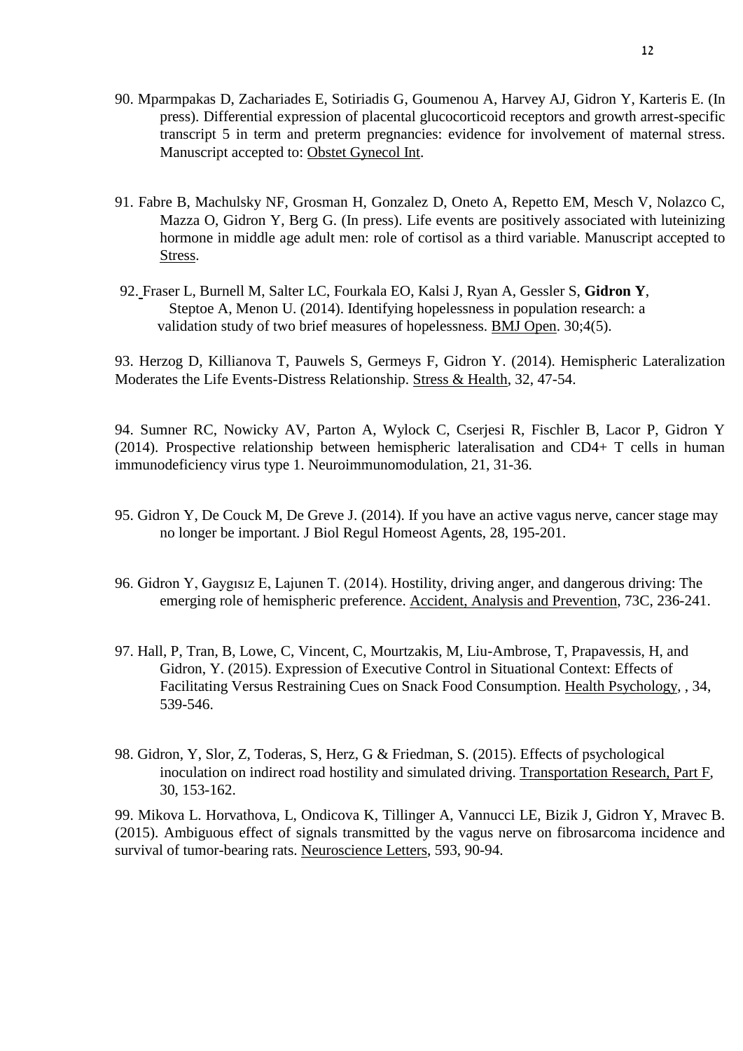90. Mparmpakas D, Zachariades E, Sotiriadis G, Goumenou A, Harvey AJ, Gidron Y, Karteris E. (In press). Differential expression of placental glucocorticoid receptors and growth arrest-specific transcript 5 in term and preterm pregnancies: evidence for involvement of maternal stress. Manuscript accepted to: Obstet Gynecol Int.

91. Fabre B, Machulsky NF, Grosman H, Gonzalez D, Oneto A, Repetto EM, Mesch V, Nolazco C, Mazza O, Gidron Y, Berg G. (In press). Life events are positively associated with luteinizing hormone in middle age adult men: role of cortisol as a third variable. Manuscript accepted to Stress.

92. Fraser L, Burnell M, Salter LC, Fourkala EO, Kalsi J, Ryan A, Gessler S, **Gidron Y**, Steptoe A, Menon U. (2014). Identifying hopelessness in population research: a validation study of two brief measures of hopelessness. BMJ Open. 30;4(5).

93. Herzog D, Killianova T, Pauwels S, Germeys F, Gidron Y. (2014). Hemispheric Lateralization Moderates the Life Events-Distress Relationship. Stress & Health, 32, 47-54.

94. Sumner RC, Nowicky AV, Parton A, Wylock C, Cserjesi R, Fischler B, Lacor P, Gidron Y (2014). Prospective relationship between hemispheric lateralisation and CD4+ T cells in human immunodeficiency virus type 1. Neuroimmunomodulation, 21, 31-36.

95. Gidron Y, De Couck M, De Greve J. (2014). If you have an active vagus nerve, cancer stage may no longer be important. J Biol Regul Homeost Agents, 28, 195-201.

96. Gidron Y, Gaygısız E, Lajunen T. (2014). Hostility, driving anger, and dangerous driving: The emerging role of hemispheric preference. Accident, Analysis and Prevention, 73C, 236-241.

97. Hall, P, Tran, B, Lowe, C, Vincent, C, Mourtzakis, M, Liu-Ambrose, T, Prapavessis, H, and Gidron, Y. (2015). Expression of Executive Control in Situational Context: Effects of Facilitating Versus Restraining Cues on Snack Food Consumption. Health Psychology, , 34, 539-546.

98. Gidron, Y, Slor, Z, Toderas, S, Herz, G & Friedman, S. (2015). Effects of psychological inoculation on indirect road hostility and simulated driving. Transportation Research, Part F, 30, 153-162.

99. Mikova L. Horvathova, L, Ondicova K, Tillinger A, Vannucci LE, Bizik J, Gidron Y, Mravec B. (2015). Ambiguous effect of signals transmitted by the vagus nerve on fibrosarcoma incidence and survival of tumor-bearing rats. Neuroscience Letters, 593, 90-94.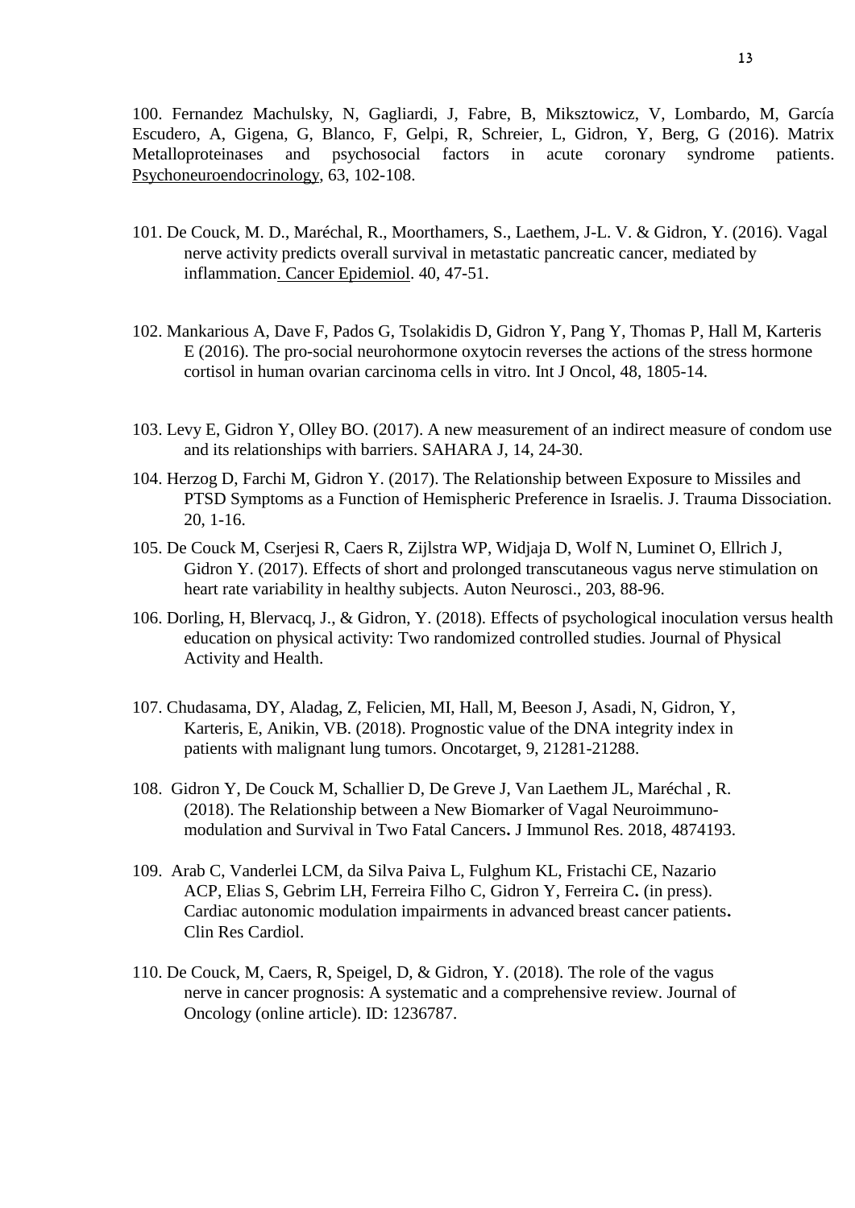100. Fernandez Machulsky, N, Gagliardi, J, Fabre, B, Miksztowicz, V, Lombardo, M, García Escudero, A, Gigena, G, Blanco, F, Gelpi, R, Schreier, L, Gidron, Y, Berg, G (2016). Matrix Metalloproteinases and psychosocial factors in acute coronary syndrome patients. Psychoneuroendocrinology, 63, 102-108.

101. De Couck, M. D., Maréchal, R., Moorthamers, S., Laethem, J-L. V. & Gidron, Y. (2016). Vagal nerve activity predicts overall survival in metastatic pancreatic cancer, mediated by inflammation. Cancer Epidemiol. 40, 47-51.

102. Mankarious A, Dave F, Pados G, Tsolakidis D, Gidron Y, Pang Y, Thomas P, Hall M, Karteris E (2016). The pro-social neurohormone oxytocin reverses the actions of the stress hormone cortisol in human ovarian carcinoma cells in vitro. Int J Oncol, 48, 1805-14.

103. Levy E, Gidron Y, Olley BO. (2017). A new measurement of an indirect measure of condom use and its relationships with barriers. SAHARA J, 14, 24-30.

104. Herzog D, Farchi M, Gidron Y. (2017). The Relationship between Exposure to Missiles and PTSD Symptoms as a Function of Hemispheric Preference in Israelis. J. Trauma Dissociation. 20, 1-16.

105. De Couck M, Cserjesi R, Caers R, Zijlstra WP, Widjaja D, Wolf N, Luminet O, Ellrich J, Gidron Y. (2017). Effects of short and prolonged transcutaneous vagus nerve stimulation on heart rate variability in healthy subjects. Auton Neurosci., 203, 88-96.

106. Dorling, H, Blervacq, J., & Gidron, Y. (2018). Effects of psychological inoculation versus health education on physical activity: Two randomized controlled studies. Journal of Physical Activity and Health.

107. Chudasama, DY, Aladag, Z, Felicien, MI, Hall, M, Beeson J, Asadi, N, Gidron, Y, Karteris, E, Anikin, VB. (2018). Prognostic value of the DNA integrity index in patients with malignant lung tumors. Oncotarget, 9, 21281-21288.

108. Gidron Y, De Couck M, Schallier D, De Greve J, Van Laethem JL, Maréchal , R. (2018). The Relationship between a New Biomarker of Vagal Neuroimmuno-modulation and Survival in Two Fatal Cancers**.** J Immunol Res. 2018, 4874193.

109. Arab C, Vanderlei LCM, da Silva Paiva L, Fulghum KL, Fristachi CE, Nazario ACP, Elias S, Gebrim LH, Ferreira Filho C, Gidron Y, Ferreira C**.** (in press). Cardiac autonomic modulation impairments in advanced breast cancer patients**.** Clin Res Cardiol.

110. De Couck, M, Caers, R, Speigel, D, & Gidron, Y. (2018). The role of the vagus nerve in cancer prognosis: A systematic and a comprehensive review. Journal of Oncology (online article). ID: 1236787.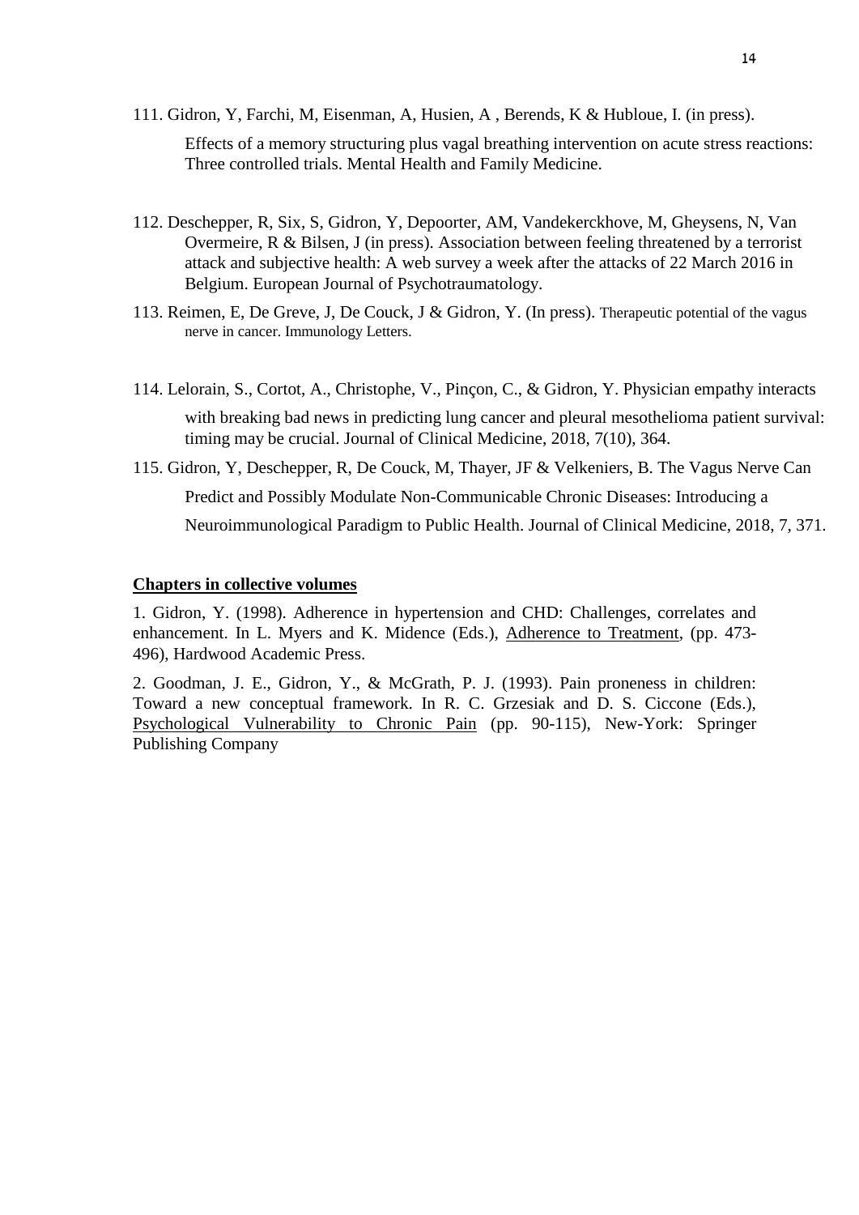111. Gidron, Y, Farchi, M, Eisenman, A, Husien, A , Berends, K & Hubloue, I. (in press). Effects of a memory structuring plus vagal breathing intervention on acute stress reactions: Three controlled trials. Mental Health and Family Medicine.

112. Deschepper, R, Six, S, Gidron, Y, Depoorter, AM, Vandekerckhove, M, Gheysens, N, Van Overmeire, R & Bilsen, J (in press). Association between feeling threatened by a terrorist attack and subjective health: A web survey a week after the attacks of 22 March 2016 in Belgium. European Journal of Psychotraumatology.

113. Reimen, E, De Greve, J, De Couck, J & Gidron, Y. (In press). Therapeutic potential of the vagus nerve in cancer. Immunology Letters.

114. Lelorain, S., Cortot, A., Christophe, V., Pinçon, C., & Gidron, Y. Physician empathy interacts with breaking bad news in predicting lung cancer and pleural mesothelioma patient survival: timing may be crucial. Journal of Clinical Medicine, 2018, 7(10), 364.

115. Gidron, Y, Deschepper, R, De Couck, M, Thayer, JF & Velkeniers, B. The Vagus Nerve Can Predict and Possibly Modulate Non-Communicable Chronic Diseases: Introducing a Neuroimmunological Paradigm to Public Health. Journal of Clinical Medicine, 2018, 7, 371.

**Chapters in collective volumes**

1. Gidron, Y. (1998). Adherence in hypertension and CHD: Challenges, correlates and enhancement. In L. Myers and K. Midence (Eds.), Adherence to Treatment, (pp. 473-496), Hardwood Academic Press.

2. Goodman, J. E., Gidron, Y., & McGrath, P. J. (1993). Pain proneness in children: Toward a new conceptual framework. In R. C. Grzesiak and D. S. Ciccone (Eds.), Psychological Vulnerability to Chronic Pain (pp. 90-115), New-York: Springer Publishing Company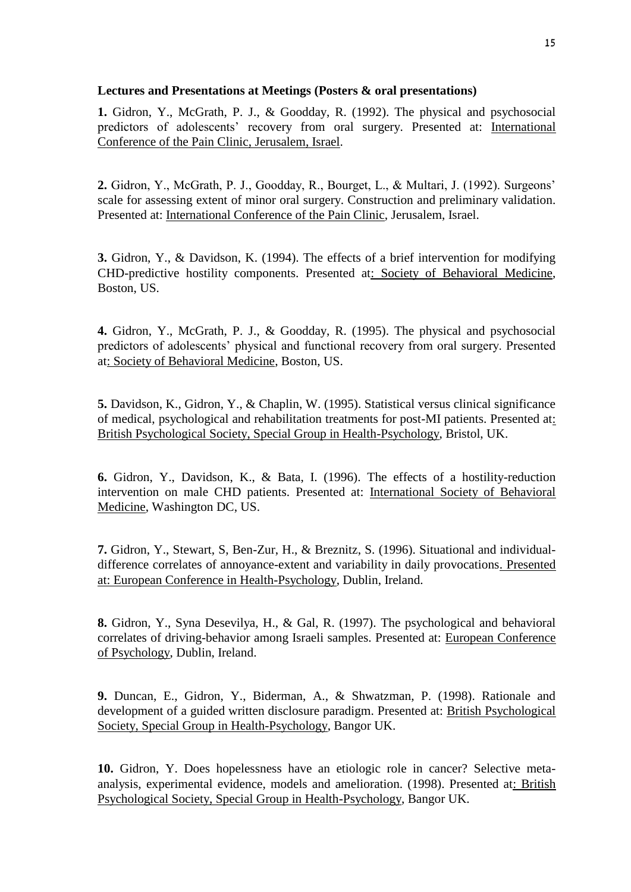**Lectures and Presentations at Meetings (Posters & oral presentations)**

**1.** Gidron, Y., McGrath, P. J., & Goodday, R. (1992). The physical and psychosocial predictors of adolescents' recovery from oral surgery. Presented at: International Conference of the Pain Clinic, Jerusalem, Israel.

**2.** Gidron, Y., McGrath, P. J., Goodday, R., Bourget, L., & Multari, J. (1992). Surgeons' scale for assessing extent of minor oral surgery. Construction and preliminary validation. Presented at: International Conference of the Pain Clinic, Jerusalem, Israel.

**3.** Gidron, Y., & Davidson, K. (1994). The effects of a brief intervention for modifying CHD-predictive hostility components. Presented at: Society of Behavioral Medicine, Boston, US.

**4.** Gidron, Y., McGrath, P. J., & Goodday, R. (1995). The physical and psychosocial predictors of adolescents' physical and functional recovery from oral surgery. Presented at: Society of Behavioral Medicine, Boston, US.

**5.** Davidson, K., Gidron, Y., & Chaplin, W. (1995). Statistical versus clinical significance of medical, psychological and rehabilitation treatments for post-MI patients. Presented at: British Psychological Society, Special Group in Health-Psychology, Bristol, UK.

**6.** Gidron, Y., Davidson, K., & Bata, I. (1996). The effects of a hostility-reduction intervention on male CHD patients. Presented at: International Society of Behavioral Medicine, Washington DC, US.

**7.** Gidron, Y., Stewart, S, Ben-Zur, H., & Breznitz, S. (1996). Situational and individual-difference correlates of annoyance-extent and variability in daily provocations. Presented at: European Conference in Health-Psychology, Dublin, Ireland.

**8.** Gidron, Y., Syna Desevilya, H., & Gal, R. (1997). The psychological and behavioral correlates of driving-behavior among Israeli samples. Presented at: European Conference of Psychology, Dublin, Ireland.

**9.** Duncan, E., Gidron, Y., Biderman, A., & Shwatzman, P. (1998). Rationale and development of a guided written disclosure paradigm. Presented at: British Psychological Society, Special Group in Health-Psychology, Bangor UK.

**10.** Gidron, Y. Does hopelessness have an etiologic role in cancer? Selective meta-analysis, experimental evidence, models and amelioration. (1998). Presented at: British Psychological Society, Special Group in Health-Psychology, Bangor UK.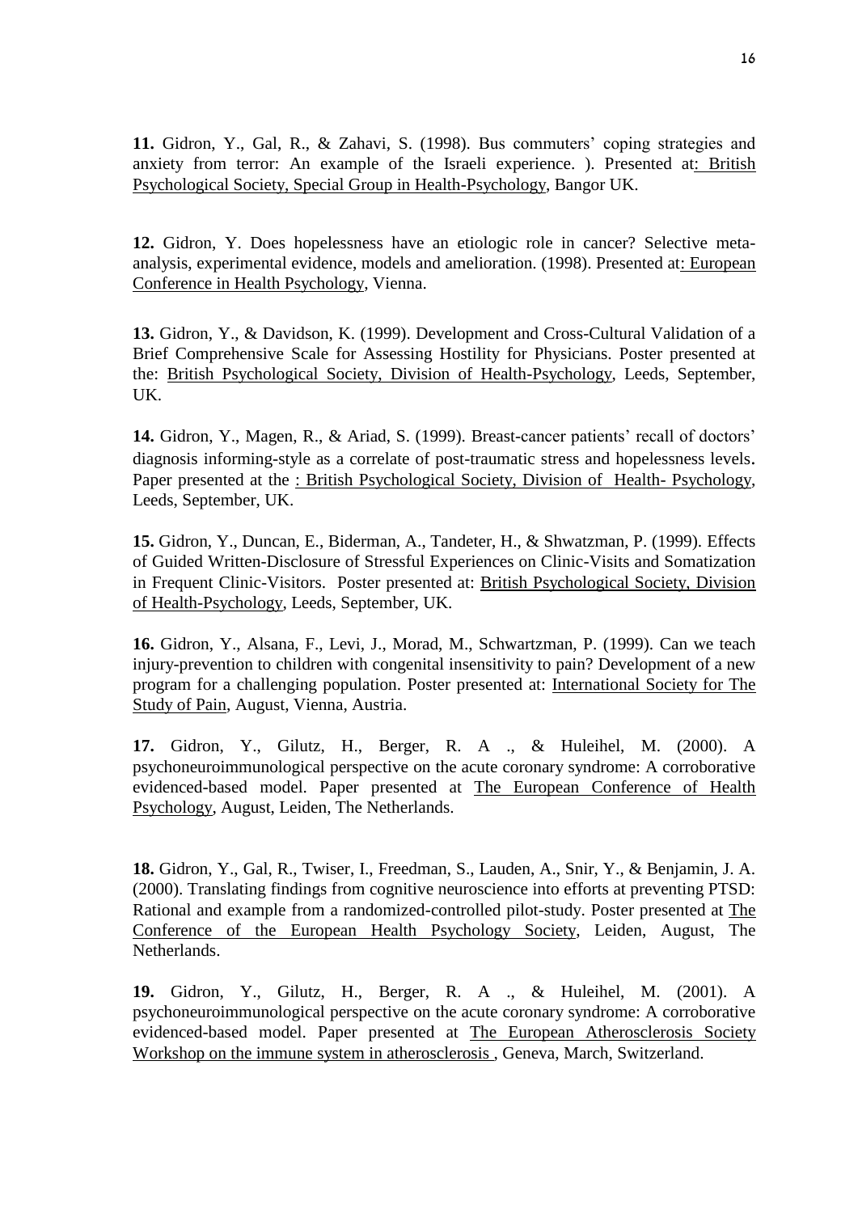**11.** Gidron, Y., Gal, R., & Zahavi, S. (1998). Bus commuters' coping strategies and anxiety from terror: An example of the Israeli experience. ). Presented at: British Psychological Society, Special Group in Health-Psychology, Bangor UK.

**12.** Gidron, Y. Does hopelessness have an etiologic role in cancer? Selective meta-analysis, experimental evidence, models and amelioration. (1998). Presented at: European Conference in Health Psychology, Vienna.

**13.** Gidron, Y., & Davidson, K. (1999). Development and Cross-Cultural Validation of a Brief Comprehensive Scale for Assessing Hostility for Physicians. Poster presented at the: British Psychological Society, Division of Health-Psychology, Leeds, September, UK.

**14.** Gidron, Y., Magen, R., & Ariad, S. (1999). Breast-cancer patients' recall of doctors' diagnosis informing-style as a correlate of post-traumatic stress and hopelessness levels. Paper presented at the : British Psychological Society, Division of Health- Psychology, Leeds, September, UK.

**15.** Gidron, Y., Duncan, E., Biderman, A., Tandeter, H., & Shwatzman, P. (1999). Effects of Guided Written-Disclosure of Stressful Experiences on Clinic-Visits and Somatization in Frequent Clinic-Visitors. Poster presented at: British Psychological Society, Division of Health-Psychology, Leeds, September, UK.

**16.** Gidron, Y., Alsana, F., Levi, J., Morad, M., Schwartzman, P. (1999). Can we teach injury-prevention to children with congenital insensitivity to pain? Development of a new program for a challenging population. Poster presented at: International Society for The Study of Pain, August, Vienna, Austria.

**17.** Gidron, Y., Gilutz, H., Berger, R. A ., & Huleihel, M. (2000). A psychoneuroimmunological perspective on the acute coronary syndrome: A corroborative evidenced-based model. Paper presented at The European Conference of Health Psychology, August, Leiden, The Netherlands.

**18.** Gidron, Y., Gal, R., Twiser, I., Freedman, S., Lauden, A., Snir, Y., & Benjamin, J. A. (2000). Translating findings from cognitive neuroscience into efforts at preventing PTSD: Rational and example from a randomized-controlled pilot-study. Poster presented at The Conference of the European Health Psychology Society, Leiden, August, The Netherlands.

**19.** Gidron, Y., Gilutz, H., Berger, R. A ., & Huleihel, M. (2001). A psychoneuroimmunological perspective on the acute coronary syndrome: A corroborative evidenced-based model. Paper presented at The European Atherosclerosis Society Workshop on the immune system in atherosclerosis , Geneva, March, Switzerland.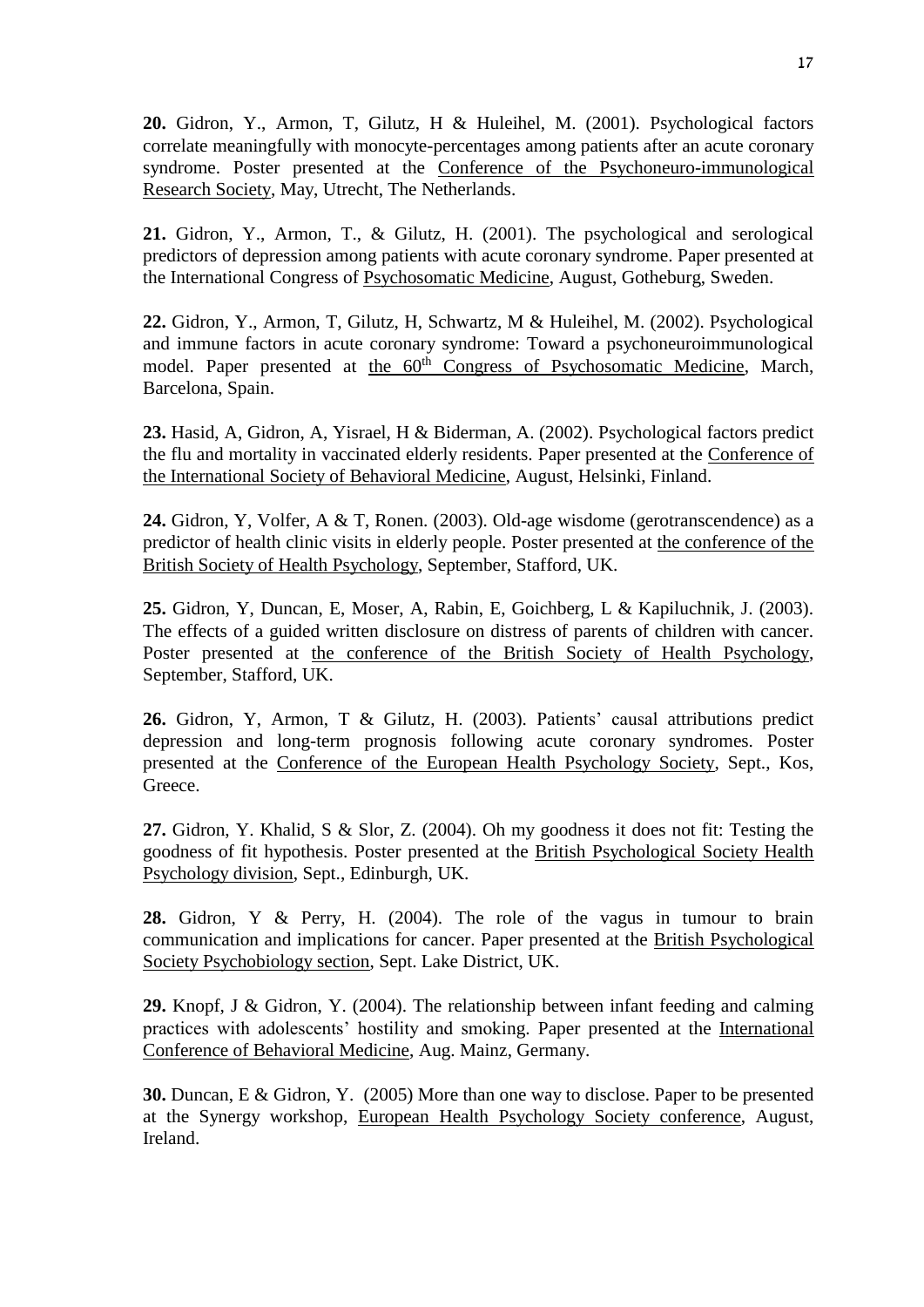**20.** Gidron, Y., Armon, T, Gilutz, H & Huleihel, M. (2001). Psychological factors correlate meaningfully with monocyte-percentages among patients after an acute coronary syndrome. Poster presented at the Conference of the Psychoneuro-immunological Research Society, May, Utrecht, The Netherlands.

**21.** Gidron, Y., Armon, T., & Gilutz, H. (2001). The psychological and serological predictors of depression among patients with acute coronary syndrome. Paper presented at the International Congress of Psychosomatic Medicine, August, Gotheburg, Sweden.

**22.** Gidron, Y., Armon, T, Gilutz, H, Schwartz, M & Huleihel, M. (2002). Psychological and immune factors in acute coronary syndrome: Toward a psychoneuroimmunological model. Paper presented at the 60th Congress of Psychosomatic Medicine, March, Barcelona, Spain.

**23.** Hasid, A, Gidron, A, Yisrael, H & Biderman, A. (2002). Psychological factors predict the flu and mortality in vaccinated elderly residents. Paper presented at the Conference of the International Society of Behavioral Medicine, August, Helsinki, Finland.

**24.** Gidron, Y, Volfer, A & T, Ronen. (2003). Old-age wisdome (gerotranscendence) as a predictor of health clinic visits in elderly people. Poster presented at the conference of the British Society of Health Psychology, September, Stafford, UK.

**25.** Gidron, Y, Duncan, E, Moser, A, Rabin, E, Goichberg, L & Kapiluchnik, J. (2003). The effects of a guided written disclosure on distress of parents of children with cancer. Poster presented at the conference of the British Society of Health Psychology, September, Stafford, UK.

**26.** Gidron, Y, Armon, T & Gilutz, H. (2003). Patients' causal attributions predict depression and long-term prognosis following acute coronary syndromes. Poster presented at the Conference of the European Health Psychology Society, Sept., Kos, Greece.

**27.** Gidron, Y. Khalid, S & Slor, Z. (2004). Oh my goodness it does not fit: Testing the goodness of fit hypothesis. Poster presented at the British Psychological Society Health Psychology division, Sept., Edinburgh, UK.

**28.** Gidron, Y & Perry, H. (2004). The role of the vagus in tumour to brain communication and implications for cancer. Paper presented at the British Psychological Society Psychobiology section, Sept. Lake District, UK.

**29.** Knopf, J & Gidron, Y. (2004). The relationship between infant feeding and calming practices with adolescents' hostility and smoking. Paper presented at the International Conference of Behavioral Medicine, Aug. Mainz, Germany.

**30.** Duncan, E & Gidron, Y. (2005) More than one way to disclose. Paper to be presented at the Synergy workshop, European Health Psychology Society conference, August, Ireland.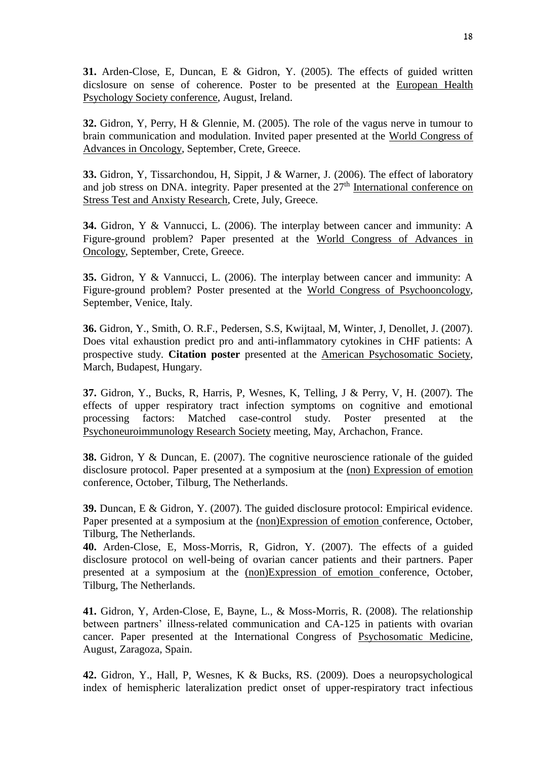**31.** Arden-Close, E, Duncan, E & Gidron, Y. (2005). The effects of guided written dicslosure on sense of coherence. Poster to be presented at the European Health Psychology Society conference, August, Ireland.

**32.** Gidron, Y, Perry, H & Glennie, M. (2005). The role of the vagus nerve in tumour to brain communication and modulation. Invited paper presented at the World Congress of Advances in Oncology, September, Crete, Greece.

**33.** Gidron, Y, Tissarchondou, H, Sippit, J & Warner, J. (2006). The effect of laboratory and job stress on DNA. integrity. Paper presented at the 27th International conference on Stress Test and Anxisty Research, Crete, July, Greece.

**34.** Gidron, Y & Vannucci, L. (2006). The interplay between cancer and immunity: A Figure-ground problem? Paper presented at the World Congress of Advances in Oncology, September, Crete, Greece.

**35.** Gidron, Y & Vannucci, L. (2006). The interplay between cancer and immunity: A Figure-ground problem? Poster presented at the World Congress of Psychooncology, September, Venice, Italy.

**36.** Gidron, Y., Smith, O. R.F., Pedersen, S.S, Kwijtaal, M, Winter, J, Denollet, J. (2007). Does vital exhaustion predict pro and anti-inflammatory cytokines in CHF patients: A prospective study. **Citation poster** presented at the American Psychosomatic Society, March, Budapest, Hungary.

**37.** Gidron, Y., Bucks, R, Harris, P, Wesnes, K, Telling, J & Perry, V, H. (2007). The effects of upper respiratory tract infection symptoms on cognitive and emotional processing factors: Matched case-control study. Poster presented at the Psychoneuroimmunology Research Society meeting, May, Archachon, France.

**38.** Gidron, Y & Duncan, E. (2007). The cognitive neuroscience rationale of the guided disclosure protocol. Paper presented at a symposium at the (non) Expression of emotion conference, October, Tilburg, The Netherlands.

**39.** Duncan, E & Gidron, Y. (2007). The guided disclosure protocol: Empirical evidence. Paper presented at a symposium at the (non)Expression of emotion conference, October, Tilburg, The Netherlands.

**40.** Arden-Close, E, Moss-Morris, R, Gidron, Y. (2007). The effects of a guided disclosure protocol on well-being of ovarian cancer patients and their partners. Paper presented at a symposium at the (non)Expression of emotion conference, October, Tilburg, The Netherlands.

**41.** Gidron, Y, Arden-Close, E, Bayne, L., & Moss-Morris, R. (2008). The relationship between partners' illness-related communication and CA-125 in patients with ovarian cancer. Paper presented at the International Congress of Psychosomatic Medicine, August, Zaragoza, Spain.

**42.** Gidron, Y., Hall, P, Wesnes, K & Bucks, RS. (2009). Does a neuropsychological index of hemispheric lateralization predict onset of upper-respiratory tract infectious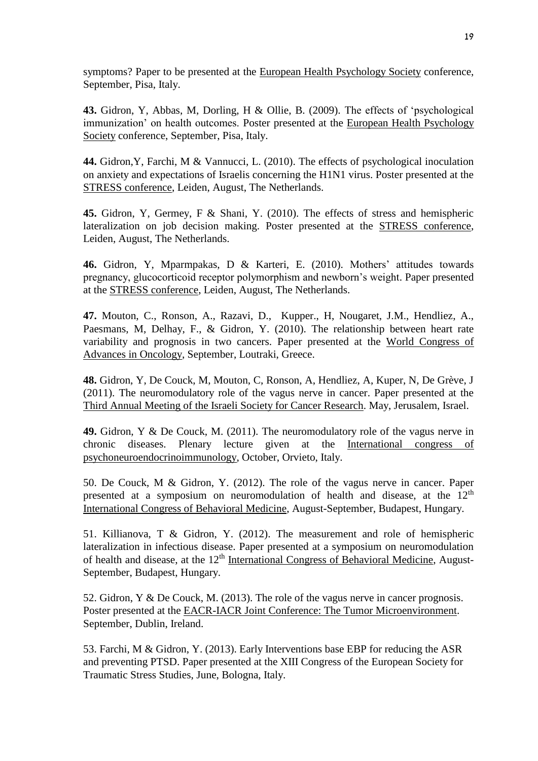symptoms? Paper to be presented at the European Health Psychology Society conference, September, Pisa, Italy.

**43.** Gidron, Y, Abbas, M, Dorling, H & Ollie, B. (2009). The effects of 'psychological immunization' on health outcomes. Poster presented at the European Health Psychology Society conference, September, Pisa, Italy.

**44.** Gidron,Y, Farchi, M & Vannucci, L. (2010). The effects of psychological inoculation on anxiety and expectations of Israelis concerning the H1N1 virus. Poster presented at the STRESS conference, Leiden, August, The Netherlands.

**45.** Gidron, Y, Germey, F & Shani, Y. (2010). The effects of stress and hemispheric lateralization on job decision making. Poster presented at the STRESS conference, Leiden, August, The Netherlands.

**46.** Gidron, Y, Mparmpakas, D & Karteri, E. (2010). Mothers' attitudes towards pregnancy, glucocorticoid receptor polymorphism and newborn's weight. Paper presented at the STRESS conference, Leiden, August, The Netherlands.

**47.** Mouton, C., Ronson, A., Razavi, D., Kupper., H, Nougaret, J.M., Hendliez, A., Paesmans, M, Delhay, F., & Gidron, Y. (2010). The relationship between heart rate variability and prognosis in two cancers. Paper presented at the World Congress of Advances in Oncology, September, Loutraki, Greece.

**48.** Gidron, Y, De Couck, M, Mouton, C, Ronson, A, Hendliez, A, Kuper, N, De Grève, J (2011). The neuromodulatory role of the vagus nerve in cancer. Paper presented at the Third Annual Meeting of the Israeli Society for Cancer Research. May, Jerusalem, Israel.

**49.** Gidron, Y & De Couck, M. (2011). The neuromodulatory role of the vagus nerve in chronic diseases. Plenary lecture given at the International congress of psychoneuroendocrinoimmunology, October, Orvieto, Italy.

50. De Couck, M & Gidron, Y. (2012). The role of the vagus nerve in cancer. Paper presented at a symposium on neuromodulation of health and disease, at the 12th International Congress of Behavioral Medicine, August-September, Budapest, Hungary.

51. Killianova, T & Gidron, Y. (2012). The measurement and role of hemispheric lateralization in infectious disease. Paper presented at a symposium on neuromodulation of health and disease, at the 12th International Congress of Behavioral Medicine, August-September, Budapest, Hungary.

52. Gidron, Y & De Couck, M. (2013). The role of the vagus nerve in cancer prognosis. Poster presented at the EACR-IACR Joint Conference: The Tumor Microenvironment. September, Dublin, Ireland.

53. Farchi, M & Gidron, Y. (2013). Early Interventions base EBP for reducing the ASR and preventing PTSD. Paper presented at the XIII Congress of the European Society for Traumatic Stress Studies, June, Bologna, Italy.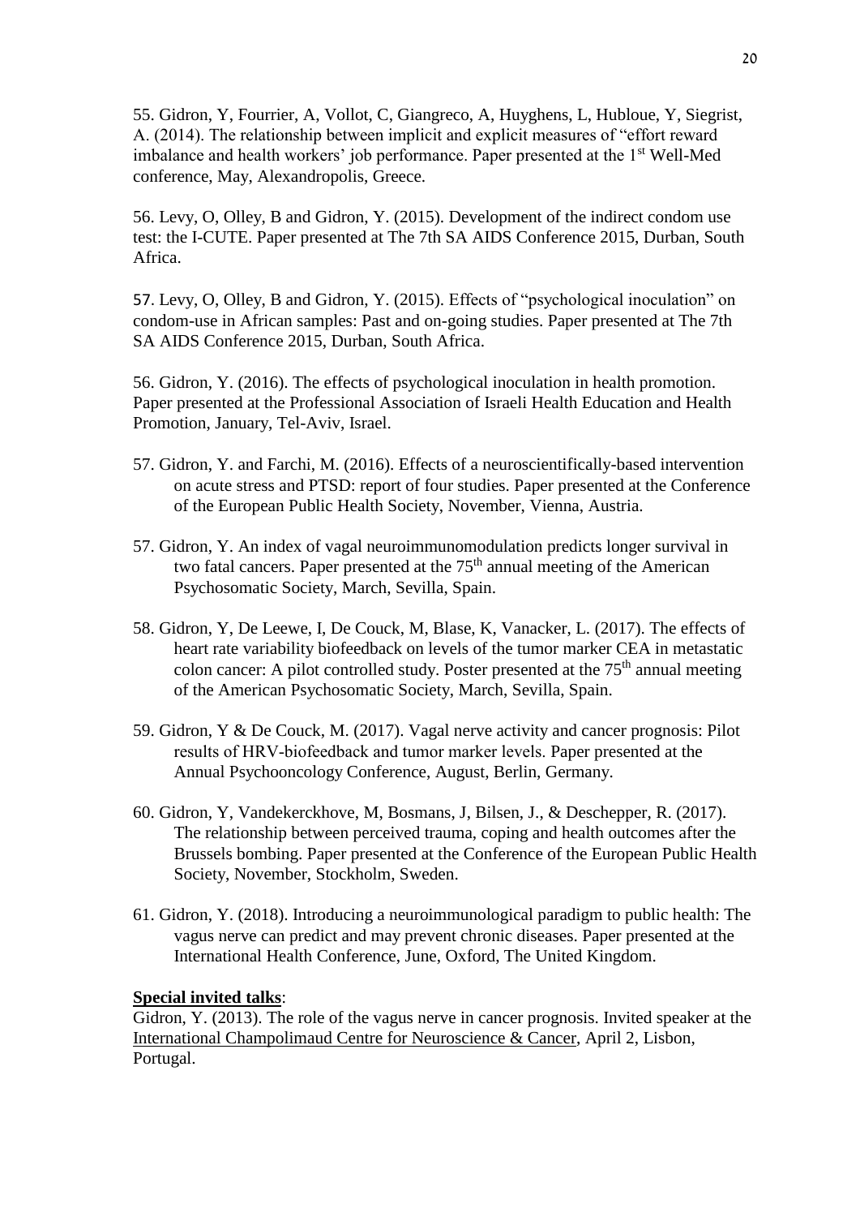55. Gidron, Y, Fourrier, A, Vollot, C, Giangreco, A, Huyghens, L, Hubloue, Y, Siegrist, A. (2014). The relationship between implicit and explicit measures of "effort reward imbalance and health workers' job performance. Paper presented at the 1st Well-Med conference, May, Alexandropolis, Greece.

56. Levy, O, Olley, B and Gidron, Y. (2015). Development of the indirect condom use test: the I-CUTE. Paper presented at The 7th SA AIDS Conference 2015, Durban, South Africa.

57. Levy, O, Olley, B and Gidron, Y. (2015). Effects of "psychological inoculation" on condom-use in African samples: Past and on-going studies. Paper presented at The 7th SA AIDS Conference 2015, Durban, South Africa.

56. Gidron, Y. (2016). The effects of psychological inoculation in health promotion. Paper presented at the Professional Association of Israeli Health Education and Health Promotion, January, Tel-Aviv, Israel.

57. Gidron, Y. and Farchi, M. (2016). Effects of a neuroscientifically-based intervention on acute stress and PTSD: report of four studies. Paper presented at the Conference of the European Public Health Society, November, Vienna, Austria.

57. Gidron, Y. An index of vagal neuroimmunomodulation predicts longer survival in two fatal cancers. Paper presented at the 75th annual meeting of the American Psychosomatic Society, March, Sevilla, Spain.

58. Gidron, Y, De Leewe, I, De Couck, M, Blase, K, Vanacker, L. (2017). The effects of heart rate variability biofeedback on levels of the tumor marker CEA in metastatic colon cancer: A pilot controlled study. Poster presented at the 75th annual meeting of the American Psychosomatic Society, March, Sevilla, Spain.

59. Gidron, Y & De Couck, M. (2017). Vagal nerve activity and cancer prognosis: Pilot results of HRV-biofeedback and tumor marker levels. Paper presented at the Annual Psychooncology Conference, August, Berlin, Germany.

60. Gidron, Y, Vandekerckhove, M, Bosmans, J, Bilsen, J., & Deschepper, R. (2017). The relationship between perceived trauma, coping and health outcomes after the Brussels bombing. Paper presented at the Conference of the European Public Health Society, November, Stockholm, Sweden.

61. Gidron, Y. (2018). Introducing a neuroimmunological paradigm to public health: The vagus nerve can predict and may prevent chronic diseases. Paper presented at the International Health Conference, June, Oxford, The United Kingdom.

**Special invited talks**:

Gidron, Y. (2013). The role of the vagus nerve in cancer prognosis. Invited speaker at the International Champolimaud Centre for Neuroscience & Cancer, April 2, Lisbon, Portugal.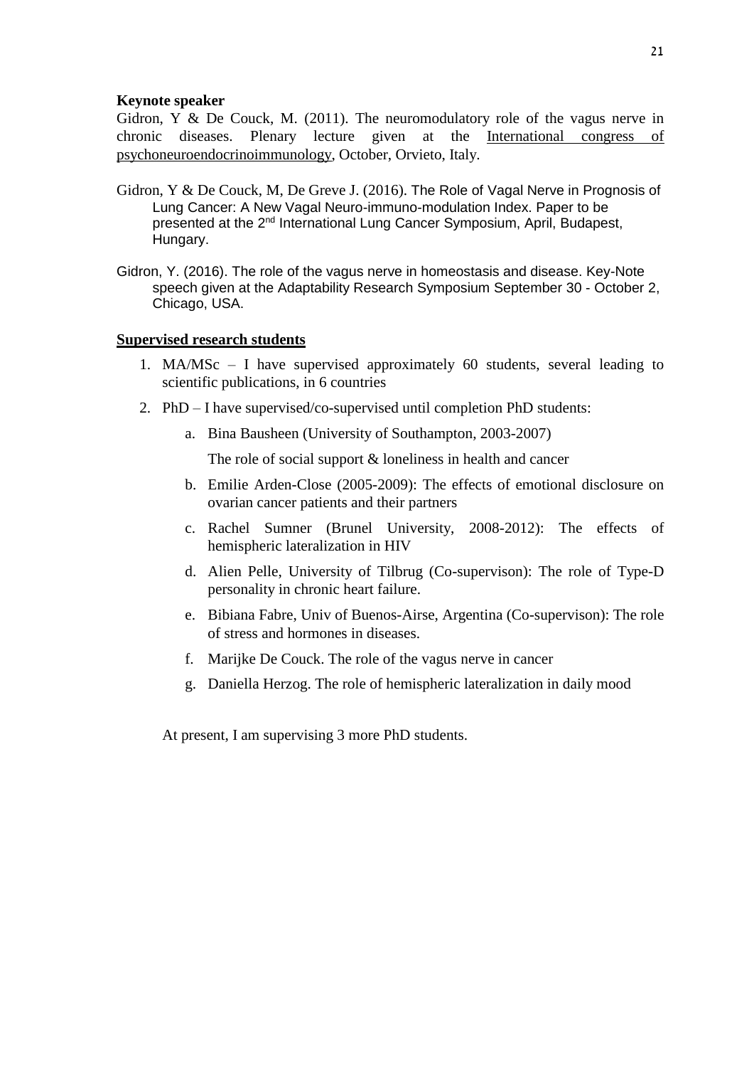**Keynote speaker**

Gidron, Y & De Couck, M. (2011). The neuromodulatory role of the vagus nerve in chronic diseases. Plenary lecture given at the International congress of psychoneuroendocrinoimmunology, October, Orvieto, Italy.

Gidron, Y & De Couck, M, De Greve J. (2016). The Role of Vagal Nerve in Prognosis of Lung Cancer: A New Vagal Neuro-immuno-modulation Index. Paper to be presented at the 2nd International Lung Cancer Symposium, April, Budapest, Hungary.

Gidron, Y. (2016). The role of the vagus nerve in homeostasis and disease. Key-Note speech given at the Adaptability Research Symposium September 30 - October 2, Chicago, USA.

**Supervised research students**

1. MA/MSc – I have supervised approximately 60 students, several leading to scientific publications, in 6 countries
2. PhD – I have supervised/co-supervised until completion PhD students:
   a. Bina Bausheen (University of Southampton, 2003-2007)

      The role of social support & loneliness in health and cancer
   b. Emilie Arden-Close (2005-2009): The effects of emotional disclosure on ovarian cancer patients and their partners
   c. Rachel Sumner (Brunel University, 2008-2012): The effects of hemispheric lateralization in HIV
   d. Alien Pelle, University of Tilbrug (Co-supervison): The role of Type-D personality in chronic heart failure.
   e. Bibiana Fabre, Univ of Buenos-Airse, Argentina (Co-supervison): The role of stress and hormones in diseases.
   f. Marijke De Couck. The role of the vagus nerve in cancer
   g. Daniella Herzog. The role of hemispheric lateralization in daily mood

At present, I am supervising 3 more PhD students.